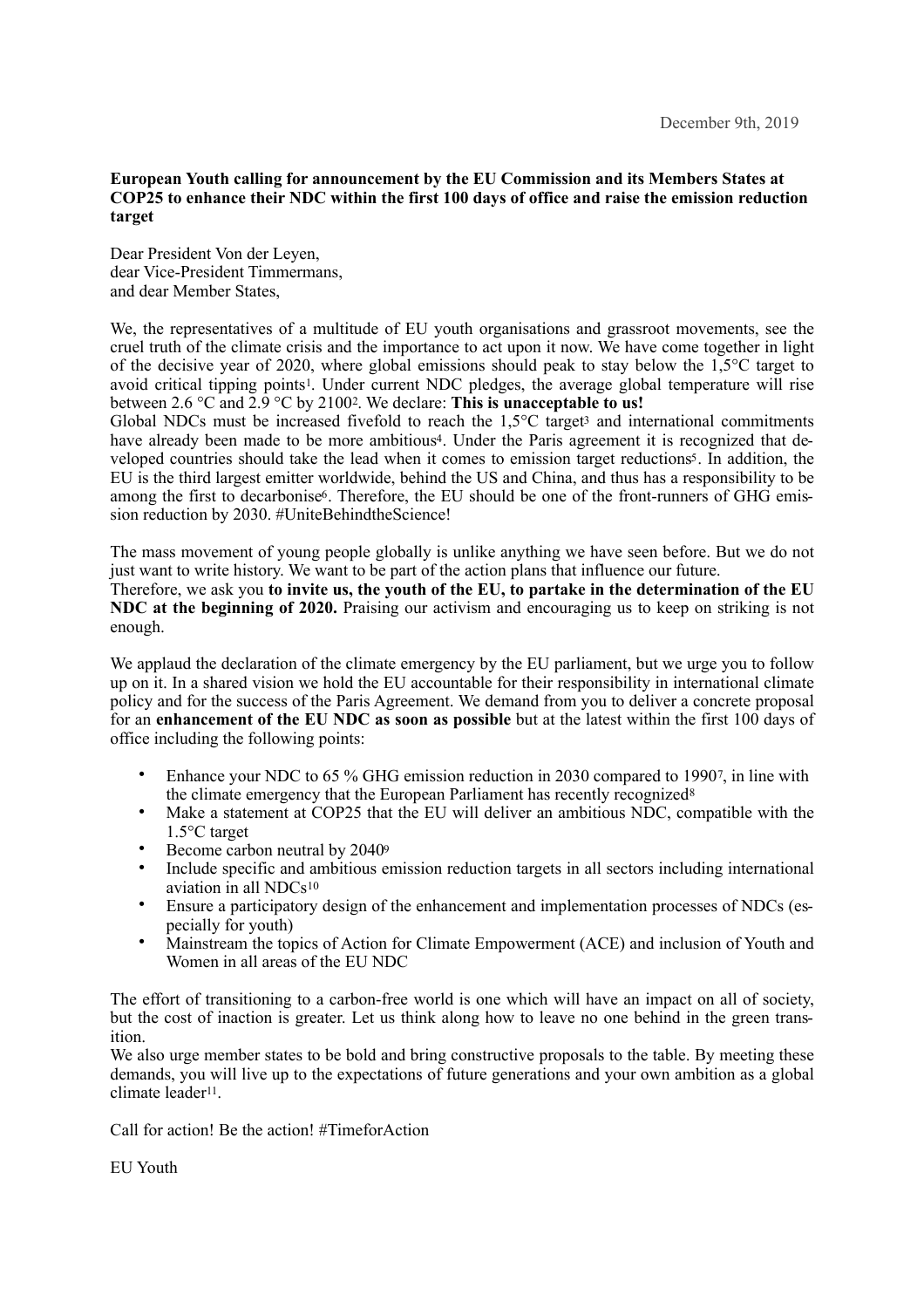December 9th, 2019

**European Youth calling for announcement by the EU Commission and its Members States at COP25 to enhance their NDC within the first 100 days of office and raise the emission reduction target**

Dear President Von der Leyen,
dear Vice-President Timmermans,
and dear Member States,

We, the representatives of a multitude of EU youth organisations and grassroot movements, see the cruel truth of the climate crisis and the importance to act upon it now. We have come together in light of the decisive year of 2020, where global emissions should peak to stay below the 1,5°C target to avoid critical tipping points[1]. Under current NDC pledges, the average global temperature will rise between 2.6 °C and 2.9 °C by 2100[2]. We declare: **This is unacceptable to us!**
Global NDCs must be increased fivefold to reach the 1,5°C target[3] and international commitments have already been made to be more ambitious[4]. Under the Paris agreement it is recognized that developed countries should take the lead when it comes to emission target reductions[5]. In addition, the EU is the third largest emitter worldwide, behind the US and China, and thus has a responsibility to be among the first to decarbonise[6]. Therefore, the EU should be one of the front-runners of GHG emission reduction by 2030. #UnitеBehindtheScience!

The mass movement of young people globally is unlike anything we have seen before. But we do not just want to write history. We want to be part of the action plans that influence our future.
Therefore, we ask you **to invite us, the youth of the EU, to partake in the determination of the EU NDC at the beginning of 2020.** Praising our activism and encouraging us to keep on striking is not enough.

We applaud the declaration of the climate emergency by the EU parliament, but we urge you to follow up on it. In a shared vision we hold the EU accountable for their responsibility in international climate policy and for the success of the Paris Agreement. We demand from you to deliver a concrete proposal for an **enhancement of the EU NDC as soon as possible** but at the latest within the first 100 days of office including the following points:

- Enhance your NDC to 65 % GHG emission reduction in 2030 compared to 1990[7], in line with the climate emergency that the European Parliament has recently recognized[8]
- Make a statement at COP25 that the EU will deliver an ambitious NDC, compatible with the 1.5°C target
- Become carbon neutral by 2040[9]
- Include specific and ambitious emission reduction targets in all sectors including international aviation in all NDCs[10]
- Ensure a participatory design of the enhancement and implementation processes of NDCs (especially for youth)
- Mainstream the topics of Action for Climate Empowerment (ACE) and inclusion of Youth and Women in all areas of the EU NDC

The effort of transitioning to a carbon-free world is one which will have an impact on all of society, but the cost of inaction is greater. Let us think along how to leave no one behind in the green transition.
We also urge member states to be bold and bring constructive proposals to the table. By meeting these demands, you will live up to the expectations of future generations and your own ambition as a global climate leader[11].

Call for action! Be the action! #TimeforAction

EU Youth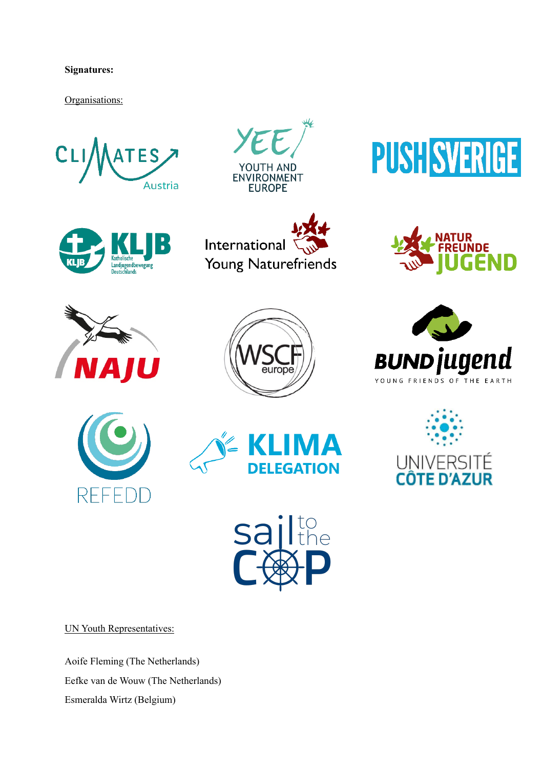**Signatures:**

Organisations:

UN Youth Representatives:

Aoife Fleming (The Netherlands)

Eefke van de Wouw (The Netherlands)

Esmeralda Wirtz (Belgium)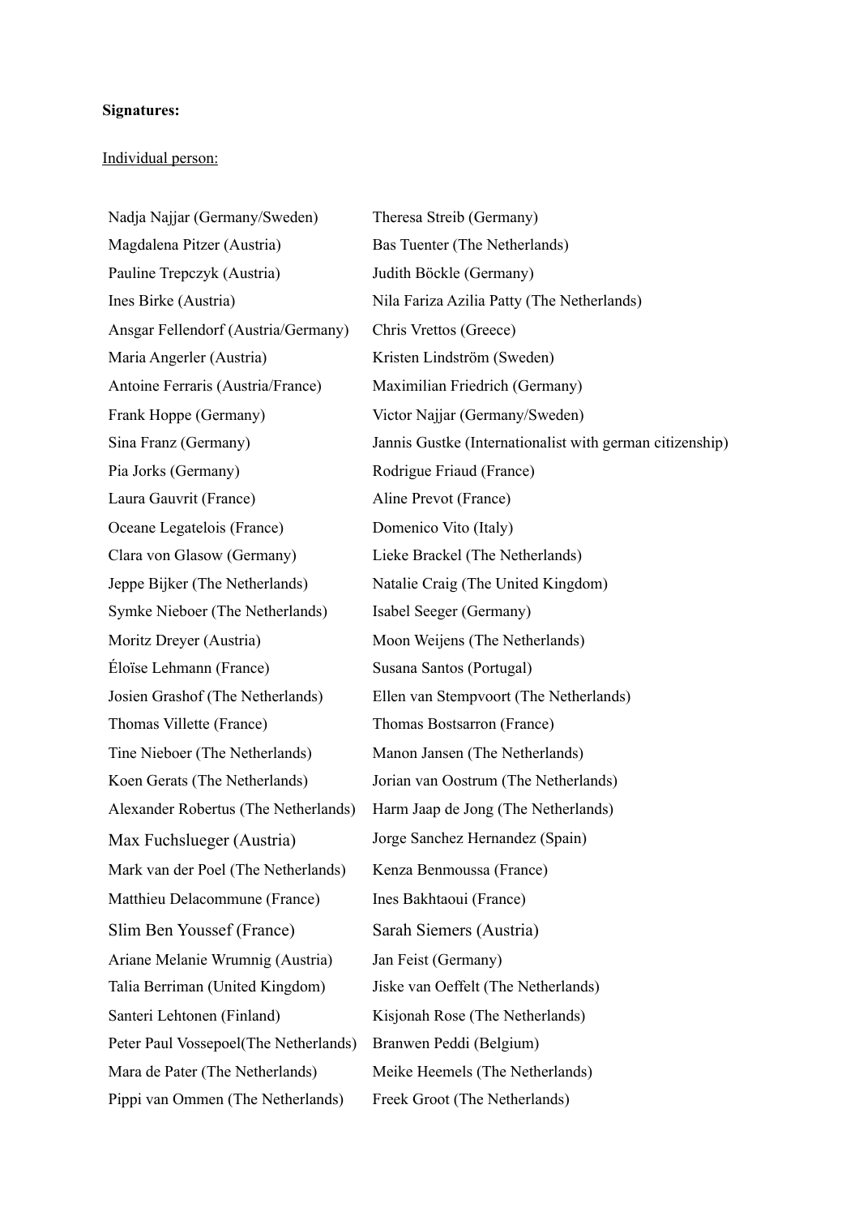**Signatures:**

Individual person:

Nadja Najjar (Germany/Sweden)
Magdalena Pitzer (Austria)
Pauline Trepczyk (Austria)
Ines Birke (Austria)
Ansgar Fellendorf (Austria/Germany)
Maria Angerler (Austria)
Antoine Ferraris (Austria/France)
Frank Hoppe (Germany)
Sina Franz (Germany)
Pia Jorks (Germany)
Laura Gauvrit (France)
Oceane Legatelois (France)
Clara von Glasow (Germany)
Jeppe Bijker (The Netherlands)
Symke Nieboer (The Netherlands)
Moritz Dreyer (Austria)
Éloïse Lehmann (France)
Josien Grashof (The Netherlands)
Thomas Villette (France)
Tine Nieboer (The Netherlands)
Koen Gerats (The Netherlands)
Alexander Robertus (The Netherlands)
Max Fuchslueger (Austria)
Mark van der Poel (The Netherlands)
Matthieu Delacommune (France)
Slim Ben Youssef (France)
Ariane Melanie Wrumnig (Austria)
Talia Berriman (United Kingdom)
Santeri Lehtonen (Finland)
Peter Paul Vossepoel(The Netherlands)
Mara de Pater (The Netherlands)
Pippi van Ommen (The Netherlands)
Theresa Streib (Germany)
Bas Tuenter (The Netherlands)
Judith Böckle (Germany)
Nila Fariza Azilia Patty (The Netherlands)
Chris Vrettos (Greece)
Kristen Lindström (Sweden)
Maximilian Friedrich (Germany)
Victor Najjar (Germany/Sweden)
Jannis Gustke (Internationalist with german citizenship)
Rodrigue Friaud (France)
Aline Prevot (France)
Domenico Vito (Italy)
Lieke Brackel (The Netherlands)
Natalie Craig (The United Kingdom)
Isabel Seeger (Germany)
Moon Weijens (The Netherlands)
Susana Santos (Portugal)
Ellen van Stempvoort (The Netherlands)
Thomas Bostsarron (France)
Manon Jansen (The Netherlands)
Jorian van Oostrum (The Netherlands)
Harm Jaap de Jong (The Netherlands)
Jorge Sanchez Hernandez (Spain)
Kenza Benmoussa (France)
Ines Bakhtaoui (France)
Sarah Siemers (Austria)
Jan Feist (Germany)
Jiske van Oeffelt (The Netherlands)
Kisjonah Rose (The Netherlands)
Branwen Peddi (Belgium)
Meike Heemels (The Netherlands)
Freek Groot (The Netherlands)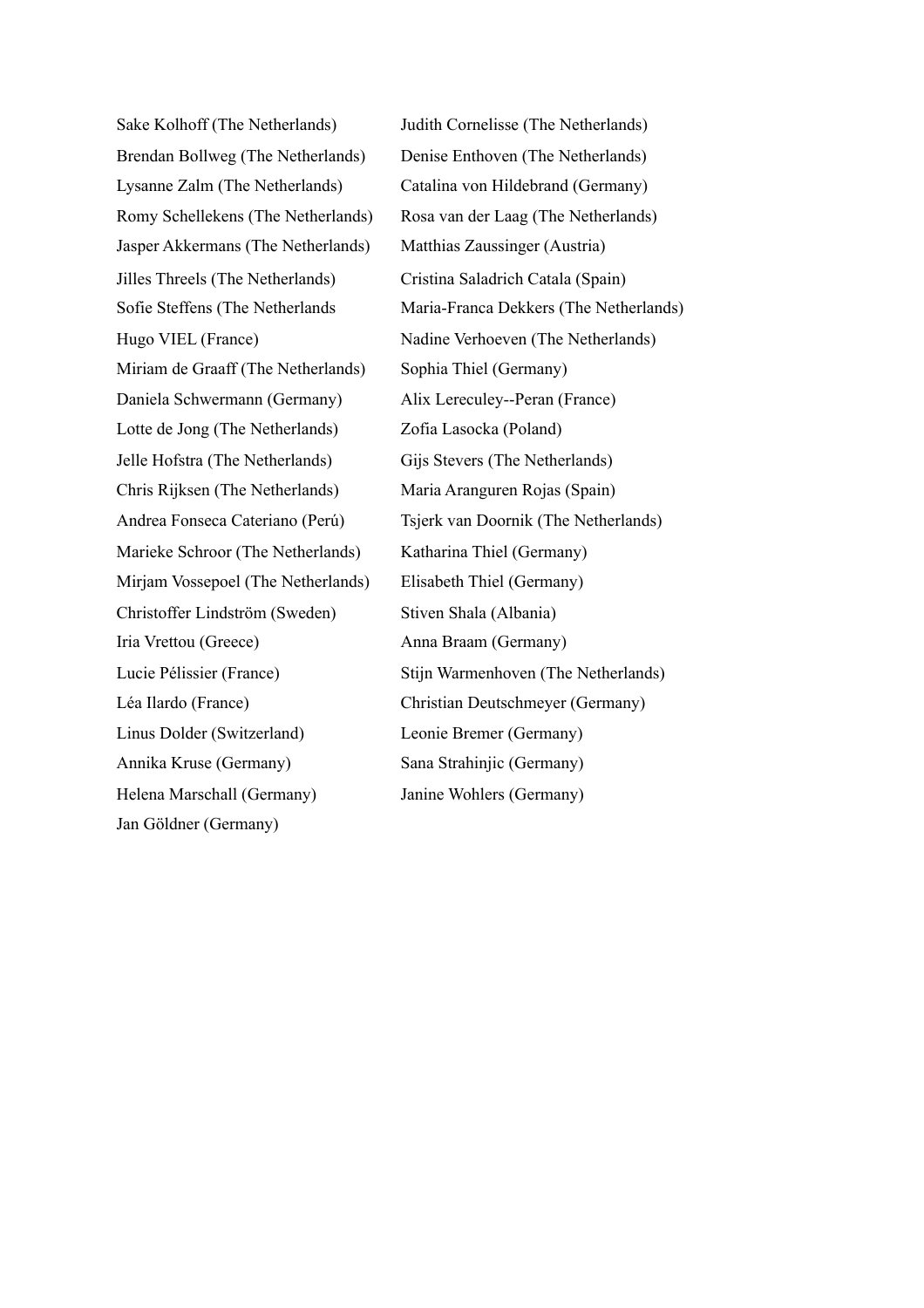Sake Kolhoff (The Netherlands)
Brendan Bollweg (The Netherlands)
Lysanne Zalm (The Netherlands)
Romy Schellekens (The Netherlands)
Jasper Akkermans (The Netherlands)
Jilles Threels (The Netherlands)
Sofie Steffens (The Netherlands
Hugo VIEL (France)
Miriam de Graaff (The Netherlands)
Daniela Schwermann (Germany)
Lotte de Jong (The Netherlands)
Jelle Hofstra (The Netherlands)
Chris Rijksen (The Netherlands)
Andrea Fonseca Cateriano (Perú)
Marieke Schroor (The Netherlands)
Mirjam Vossepoel (The Netherlands)
Christoffer Lindström (Sweden)
Iria Vrettou (Greece)
Lucie Pélissier (France)
Léa Ilardo (France)
Linus Dolder (Switzerland)
Annika Kruse (Germany)
Helena Marschall (Germany)
Jan Göldner (Germany)

Judith Cornelisse (The Netherlands)
Denise Enthoven (The Netherlands)
Catalina von Hildebrand (Germany)
Rosa van der Laag (The Netherlands)
Matthias Zaussinger (Austria)
Cristina Saladrich Catala (Spain)
Maria-Franca Dekkers (The Netherlands)
Nadine Verhoeven (The Netherlands)
Sophia Thiel (Germany)
Alix Lereculey--Peran (France)
Zofia Lasocka (Poland)
Gijs Stevers (The Netherlands)
Maria Aranguren Rojas (Spain)
Tsjerk van Doornik (The Netherlands)
Katharina Thiel (Germany)
Elisabeth Thiel (Germany)
Stiven Shala (Albania)
Anna Braam (Germany)
Stijn Warmenhoven (The Netherlands)
Christian Deutschmeyer (Germany)
Leonie Bremer (Germany)
Sana Strahinjic (Germany)
Janine Wohlers (Germany)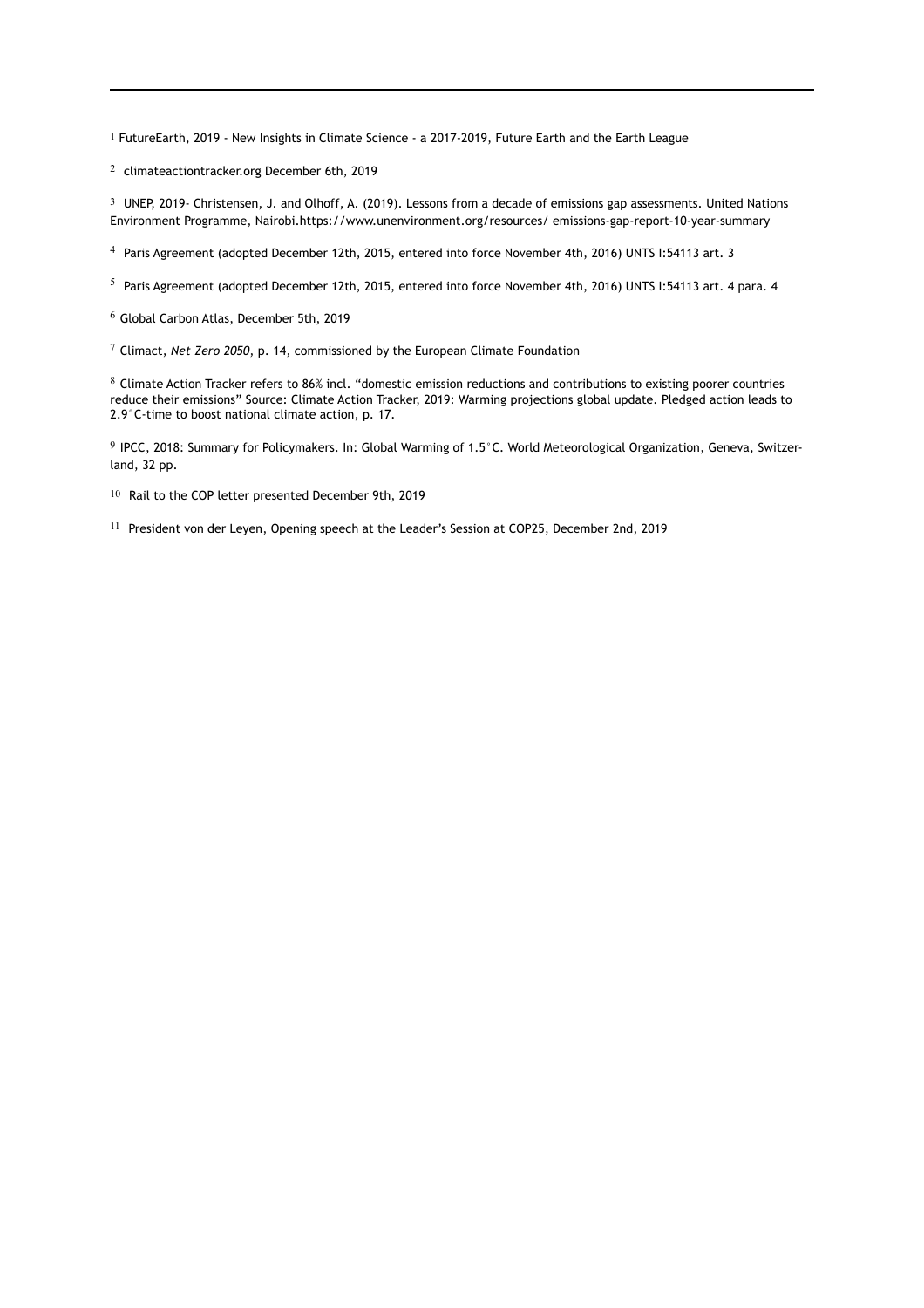[1] FutureEarth, 2019 - New Insights in Climate Science - a 2017-2019, Future Earth and the Earth League

[2] climateactiontracker.org December 6th, 2019

[3] UNEP, 2019- Christensen, J. and Olhoff, A. (2019). Lessons from a decade of emissions gap assessments. United Nations Environment Programme, Nairobi.https://www.unenvironment.org/resources/ emissions-gap-report-10-year-summary

[4] Paris Agreement (adopted December 12th, 2015, entered into force November 4th, 2016) UNTS I:54113 art. 3

[5] Paris Agreement (adopted December 12th, 2015, entered into force November 4th, 2016) UNTS I:54113 art. 4 para. 4

[6] Global Carbon Atlas, December 5th, 2019

[7] Climact, *Net Zero 2050*, p. 14, commissioned by the European Climate Foundation

[8] Climate Action Tracker refers to 86% incl. "domestic emission reductions and contributions to existing poorer countries reduce their emissions" Source: Climate Action Tracker, 2019: Warming projections global update. Pledged action leads to 2.9°C-time to boost national climate action, p. 17.

[9] IPCC, 2018: Summary for Policymakers. In: Global Warming of 1.5°C. World Meteorological Organization, Geneva, Switzerland, 32 pp.

[10] Rail to the COP letter presented December 9th, 2019

[11] President von der Leyen, Opening speech at the Leader's Session at COP25, December 2nd, 2019